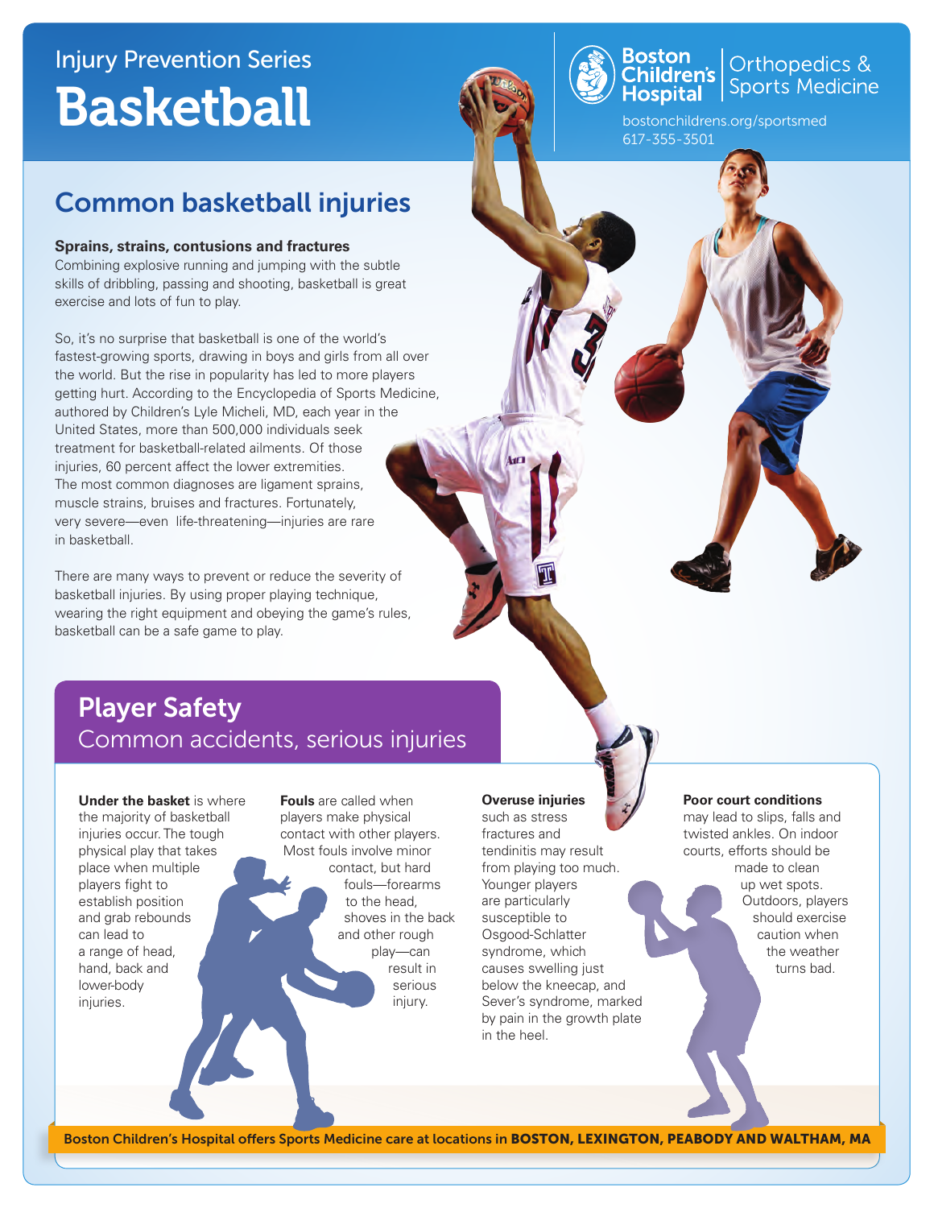Injury Prevention Series

# Basketball

Boston Children's Hospital | Orthopedics & Sports Medicine

bostonchildrens.org/sportsmed
617-355-3501

## Common basketball injuries

**Sprains, strains, contusions and fractures**

Combining explosive running and jumping with the subtle skills of dribbling, passing and shooting, basketball is great exercise and lots of fun to play.

So, it's no surprise that basketball is one of the world's fastest-growing sports, drawing in boys and girls from all over the world. But the rise in popularity has led to more players getting hurt. According to the Encyclopedia of Sports Medicine, authored by Children's Lyle Micheli, MD, each year in the United States, more than 500,000 individuals seek treatment for basketball-related ailments. Of those injuries, 60 percent affect the lower extremities. The most common diagnoses are ligament sprains, muscle strains, bruises and fractures. Fortunately, very severe—even life-threatening—injuries are rare in basketball.

There are many ways to prevent or reduce the severity of basketball injuries. By using proper playing technique, wearing the right equipment and obeying the game's rules, basketball can be a safe game to play.

## Player Safety

Common accidents, serious injuries

**Under the basket** is where the majority of basketball injuries occur. The tough physical play that takes place when multiple players fight to establish position and grab rebounds can lead to a range of head, hand, back and lower-body injuries.

**Fouls** are called when players make physical contact with other players. Most fouls involve minor contact, but hard fouls—forearms to the head, shoves in the back and other rough play—can result in serious injury.

**Overuse injuries** such as stress fractures and tendinitis may result from playing too much. Younger players are particularly susceptible to Osgood-Schlatter syndrome, which causes swelling just below the kneecap, and Sever's syndrome, marked by pain in the growth plate in the heel.

**Poor court conditions** may lead to slips, falls and twisted ankles. On indoor courts, efforts should be made to clean up wet spots. Outdoors, players should exercise caution when the weather turns bad.

Boston Children's Hospital offers Sports Medicine care at locations in **BOSTON, LEXINGTON, PEABODY AND WALTHAM, MA**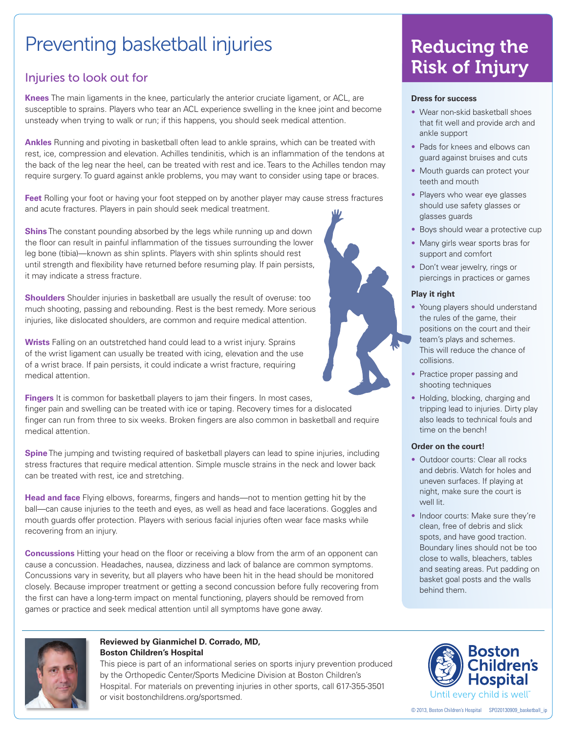# Preventing basketball injuries

## Injuries to look out for

**Knees** The main ligaments in the knee, particularly the anterior cruciate ligament, or ACL, are susceptible to sprains. Players who tear an ACL experience swelling in the knee joint and become unsteady when trying to walk or run; if this happens, you should seek medical attention.

**Ankles** Running and pivoting in basketball often lead to ankle sprains, which can be treated with rest, ice, compression and elevation. Achilles tendinitis, which is an inflammation of the tendons at the back of the leg near the heel, can be treated with rest and ice. Tears to the Achilles tendon may require surgery. To guard against ankle problems, you may want to consider using tape or braces.

**Feet** Rolling your foot or having your foot stepped on by another player may cause stress fractures and acute fractures. Players in pain should seek medical treatment.

**Shins** The constant pounding absorbed by the legs while running up and down the floor can result in painful inflammation of the tissues surrounding the lower leg bone (tibia)—known as shin splints. Players with shin splints should rest until strength and flexibility have returned before resuming play. If pain persists, it may indicate a stress fracture.

**Shoulders** Shoulder injuries in basketball are usually the result of overuse: too much shooting, passing and rebounding. Rest is the best remedy. More serious injuries, like dislocated shoulders, are common and require medical attention.

**Wrists** Falling on an outstretched hand could lead to a wrist injury. Sprains of the wrist ligament can usually be treated with icing, elevation and the use of a wrist brace. If pain persists, it could indicate a wrist fracture, requiring medical attention.

**Fingers** It is common for basketball players to jam their fingers. In most cases, finger pain and swelling can be treated with ice or taping. Recovery times for a dislocated finger can run from three to six weeks. Broken fingers are also common in basketball and require medical attention.

**Spine** The jumping and twisting required of basketball players can lead to spine injuries, including stress fractures that require medical attention. Simple muscle strains in the neck and lower back can be treated with rest, ice and stretching.

**Head and face** Flying elbows, forearms, fingers and hands—not to mention getting hit by the ball—can cause injuries to the teeth and eyes, as well as head and face lacerations. Goggles and mouth guards offer protection. Players with serious facial injuries often wear face masks while recovering from an injury.

**Concussions** Hitting your head on the floor or receiving a blow from the arm of an opponent can cause a concussion. Headaches, nausea, dizziness and lack of balance are common symptoms. Concussions vary in severity, but all players who have been hit in the head should be monitored closely. Because improper treatment or getting a second concussion before fully recovering from the first can have a long-term impact on mental functioning, players should be removed from games or practice and seek medical attention until all symptoms have gone away.

## Reducing the Risk of Injury

### Dress for success

- Wear non-skid basketball shoes that fit well and provide arch and ankle support
- Pads for knees and elbows can guard against bruises and cuts
- Mouth guards can protect your teeth and mouth
- Players who wear eye glasses should use safety glasses or glasses guards
- Boys should wear a protective cup
- Many girls wear sports bras for support and comfort
- Don't wear jewelry, rings or piercings in practices or games

### Play it right

- Young players should understand the rules of the game, their positions on the court and their team's plays and schemes. This will reduce the chance of collisions.
- Practice proper passing and shooting techniques
- Holding, blocking, charging and tripping lead to injuries. Dirty play also leads to technical fouls and time on the bench!

### Order on the court!

- Outdoor courts: Clear all rocks and debris. Watch for holes and uneven surfaces. If playing at night, make sure the court is well lit.
- Indoor courts: Make sure they're clean, free of debris and slick spots, and have good traction. Boundary lines should not be too close to walls, bleachers, tables and seating areas. Put padding on basket goal posts and the walls behind them.

**Reviewed by Gianmichel D. Corrado, MD, Boston Children's Hospital**

This piece is part of an informational series on sports injury prevention produced by the Orthopedic Center/Sports Medicine Division at Boston Children's Hospital. For materials on preventing injuries in other sports, call 617-355-3501 or visit bostonchildrens.org/sportsmed.

Boston Children's Hospital
Until every child is well℠

© 2013, Boston Children's Hospital SPO20130909_basketball_ip